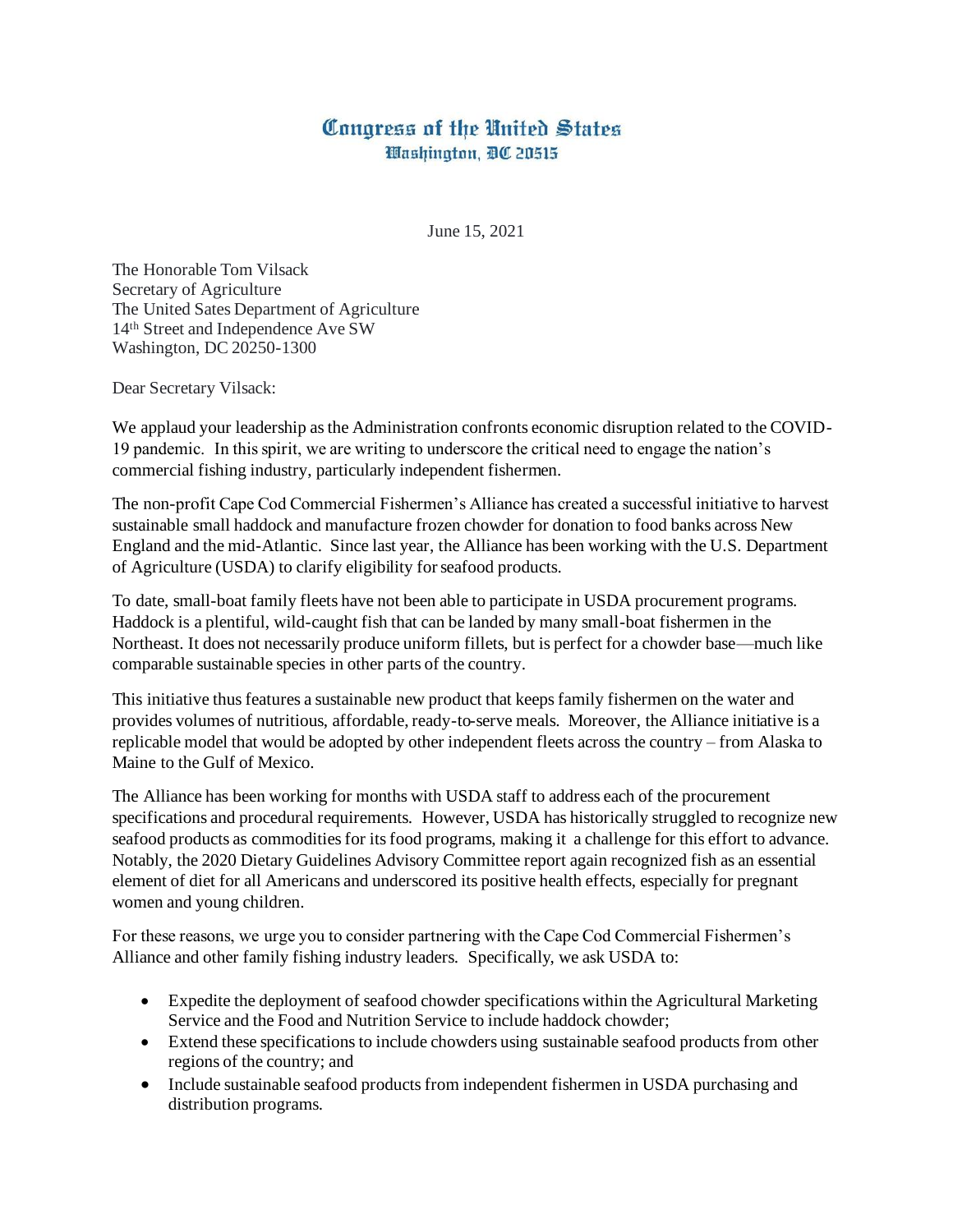# Congress of the United States
## Washington, DC 20515

June 15, 2021

The Honorable Tom Vilsack
Secretary of Agriculture
The United Sates Department of Agriculture
14th Street and Independence Ave SW
Washington, DC 20250-1300

Dear Secretary Vilsack:

We applaud your leadership as the Administration confronts economic disruption related to the COVID-19 pandemic. In this spirit, we are writing to underscore the critical need to engage the nation's commercial fishing industry, particularly independent fishermen.

The non-profit Cape Cod Commercial Fishermen's Alliance has created a successful initiative to harvest sustainable small haddock and manufacture frozen chowder for donation to food banks across New England and the mid-Atlantic. Since last year, the Alliance has been working with the U.S. Department of Agriculture (USDA) to clarify eligibility for seafood products.

To date, small-boat family fleets have not been able to participate in USDA procurement programs. Haddock is a plentiful, wild-caught fish that can be landed by many small-boat fishermen in the Northeast. It does not necessarily produce uniform fillets, but is perfect for a chowder base—much like comparable sustainable species in other parts of the country.

This initiative thus features a sustainable new product that keeps family fishermen on the water and provides volumes of nutritious, affordable, ready-to-serve meals. Moreover, the Alliance initiative is a replicable model that would be adopted by other independent fleets across the country – from Alaska to Maine to the Gulf of Mexico.

The Alliance has been working for months with USDA staff to address each of the procurement specifications and procedural requirements. However, USDA has historically struggled to recognize new seafood products as commodities for its food programs, making it a challenge for this effort to advance. Notably, the 2020 Dietary Guidelines Advisory Committee report again recognized fish as an essential element of diet for all Americans and underscored its positive health effects, especially for pregnant women and young children.

For these reasons, we urge you to consider partnering with the Cape Cod Commercial Fishermen's Alliance and other family fishing industry leaders. Specifically, we ask USDA to:

- Expedite the deployment of seafood chowder specifications within the Agricultural Marketing Service and the Food and Nutrition Service to include haddock chowder;
- Extend these specifications to include chowders using sustainable seafood products from other regions of the country; and
- Include sustainable seafood products from independent fishermen in USDA purchasing and distribution programs.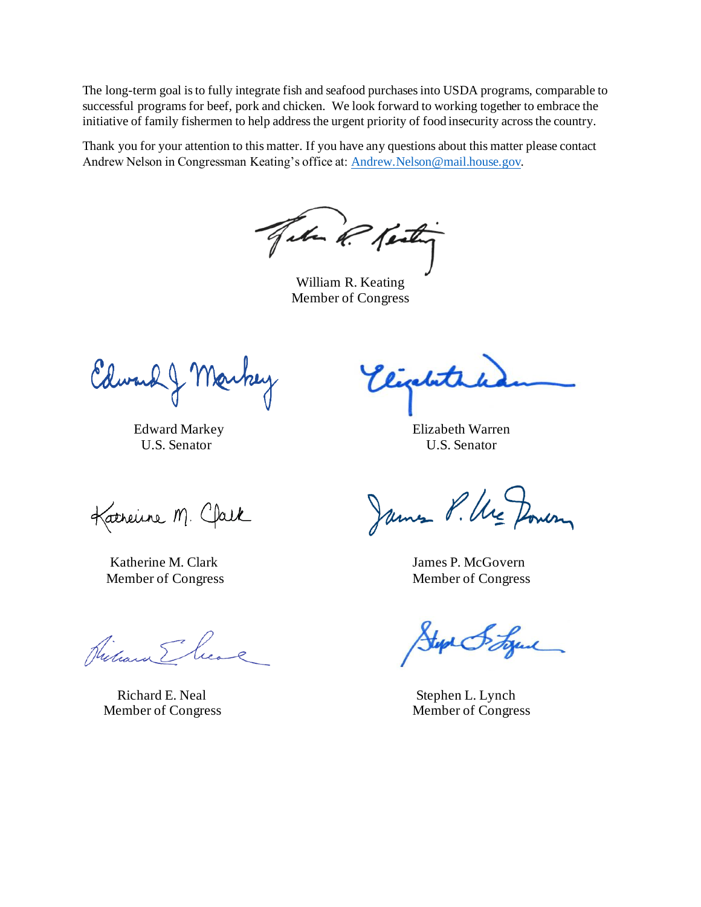The long-term goal is to fully integrate fish and seafood purchases into USDA programs, comparable to successful programs for beef, pork and chicken. We look forward to working together to embrace the initiative of family fishermen to help address the urgent priority of food insecurity across the country.

Thank you for your attention to this matter. If you have any questions about this matter please contact Andrew Nelson in Congressman Keating's office at: Andrew.Nelson@mail.house.gov.

William R. Keating
Member of Congress

Edward Markey
U.S. Senator

Elizabeth Warren
U.S. Senator

Katherine M. Clark
Member of Congress

James P. McGovern
Member of Congress

Richard E. Neal
Member of Congress

Stephen L. Lynch
Member of Congress